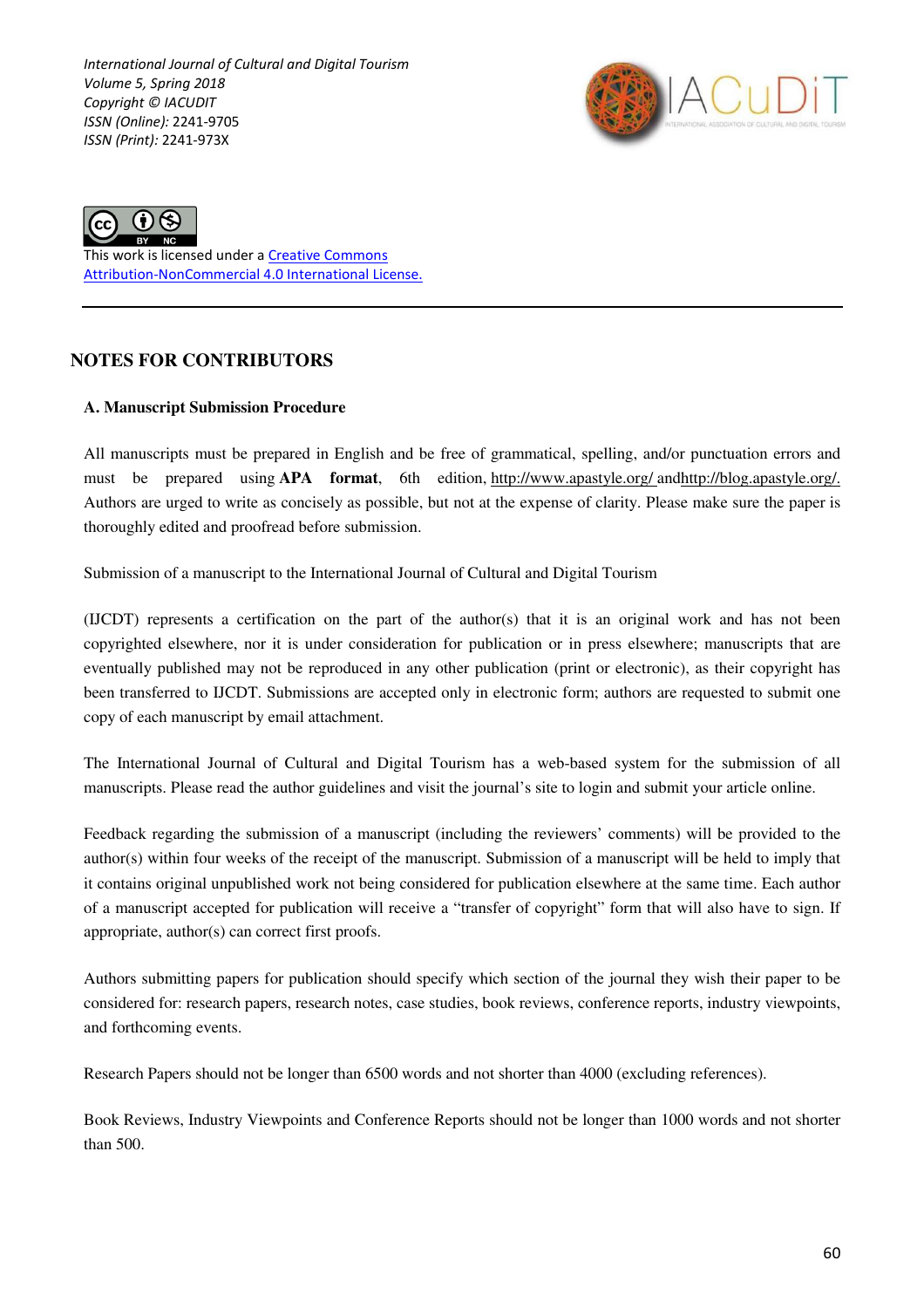*International Journal of Cultural and Digital Tourism*
*Volume 5, Spring 2018*
*Copyright © IACUDIT*
*ISSN (Online):* 2241-9705
*ISSN (Print):* 2241-973X

This work is licensed under a [Creative Commons Attribution-NonCommercial 4.0 International License.]

---

# NOTES FOR CONTRIBUTORS

## A. Manuscript Submission Procedure

All manuscripts must be prepared in English and be free of grammatical, spelling, and/or punctuation errors and must be prepared using **APA format**, 6th edition, http://www.apastyle.org/ andhttp://blog.apastyle.org/. Authors are urged to write as concisely as possible, but not at the expense of clarity. Please make sure the paper is thoroughly edited and proofread before submission.

Submission of a manuscript to the International Journal of Cultural and Digital Tourism

(IJCDT) represents a certification on the part of the author(s) that it is an original work and has not been copyrighted elsewhere, nor it is under consideration for publication or in press elsewhere; manuscripts that are eventually published may not be reproduced in any other publication (print or electronic), as their copyright has been transferred to IJCDT. Submissions are accepted only in electronic form; authors are requested to submit one copy of each manuscript by email attachment.

The International Journal of Cultural and Digital Tourism has a web-based system for the submission of all manuscripts. Please read the author guidelines and visit the journal's site to login and submit your article online.

Feedback regarding the submission of a manuscript (including the reviewers' comments) will be provided to the author(s) within four weeks of the receipt of the manuscript. Submission of a manuscript will be held to imply that it contains original unpublished work not being considered for publication elsewhere at the same time. Each author of a manuscript accepted for publication will receive a "transfer of copyright" form that will also have to sign. If appropriate, author(s) can correct first proofs.

Authors submitting papers for publication should specify which section of the journal they wish their paper to be considered for: research papers, research notes, case studies, book reviews, conference reports, industry viewpoints, and forthcoming events.

Research Papers should not be longer than 6500 words and not shorter than 4000 (excluding references).

Book Reviews, Industry Viewpoints and Conference Reports should not be longer than 1000 words and not shorter than 500.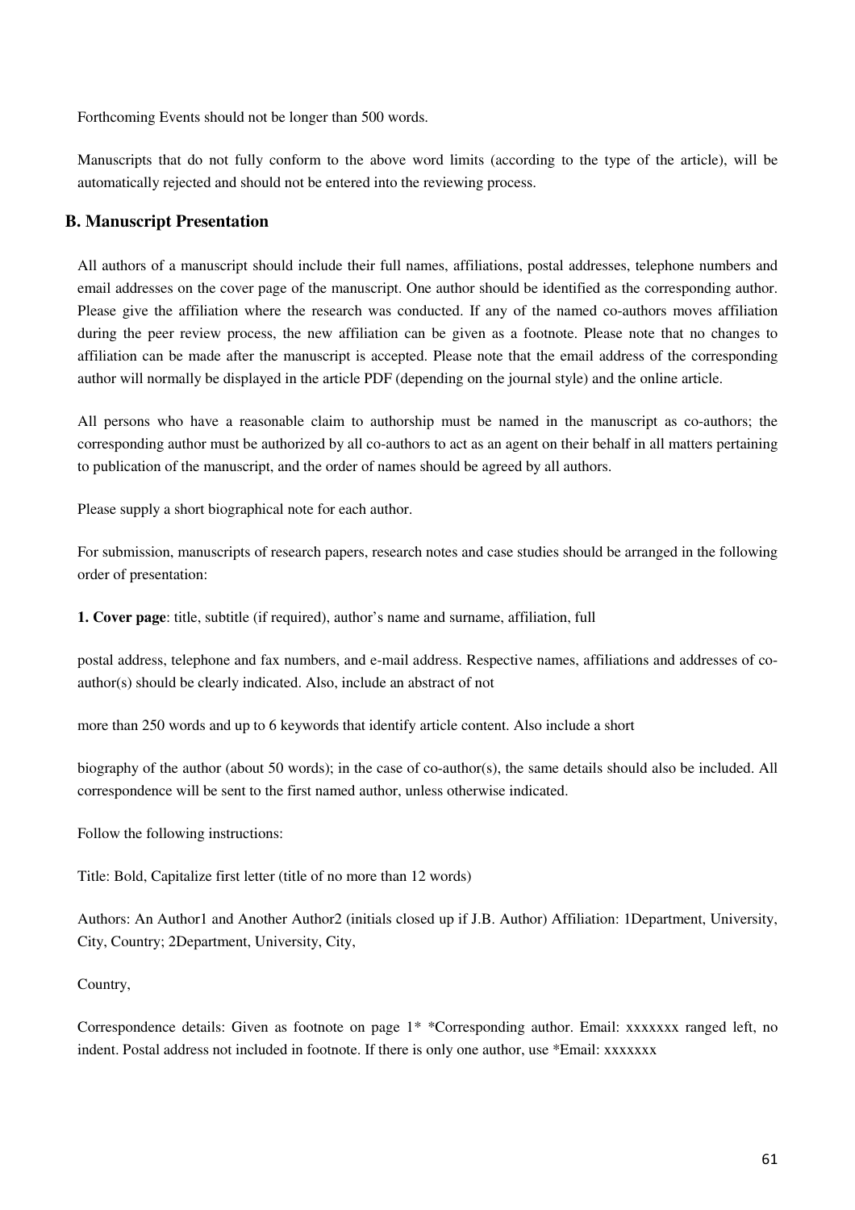Forthcoming Events should not be longer than 500 words.

Manuscripts that do not fully conform to the above word limits (according to the type of the article), will be automatically rejected and should not be entered into the reviewing process.

## B. Manuscript Presentation

All authors of a manuscript should include their full names, affiliations, postal addresses, telephone numbers and email addresses on the cover page of the manuscript. One author should be identified as the corresponding author. Please give the affiliation where the research was conducted. If any of the named co-authors moves affiliation during the peer review process, the new affiliation can be given as a footnote. Please note that no changes to affiliation can be made after the manuscript is accepted. Please note that the email address of the corresponding author will normally be displayed in the article PDF (depending on the journal style) and the online article.

All persons who have a reasonable claim to authorship must be named in the manuscript as co-authors; the corresponding author must be authorized by all co-authors to act as an agent on their behalf in all matters pertaining to publication of the manuscript, and the order of names should be agreed by all authors.

Please supply a short biographical note for each author.

For submission, manuscripts of research papers, research notes and case studies should be arranged in the following order of presentation:

**1. Cover page**: title, subtitle (if required), author's name and surname, affiliation, full

postal address, telephone and fax numbers, and e-mail address. Respective names, affiliations and addresses of co-author(s) should be clearly indicated. Also, include an abstract of not

more than 250 words and up to 6 keywords that identify article content. Also include a short

biography of the author (about 50 words); in the case of co-author(s), the same details should also be included. All correspondence will be sent to the first named author, unless otherwise indicated.

Follow the following instructions:

Title: Bold, Capitalize first letter (title of no more than 12 words)

Authors: An Author1 and Another Author2 (initials closed up if J.B. Author) Affiliation: 1Department, University, City, Country; 2Department, University, City,

Country,

Correspondence details: Given as footnote on page 1* *Corresponding author. Email: xxxxxxx ranged left, no indent. Postal address not included in footnote. If there is only one author, use *Email: xxxxxxx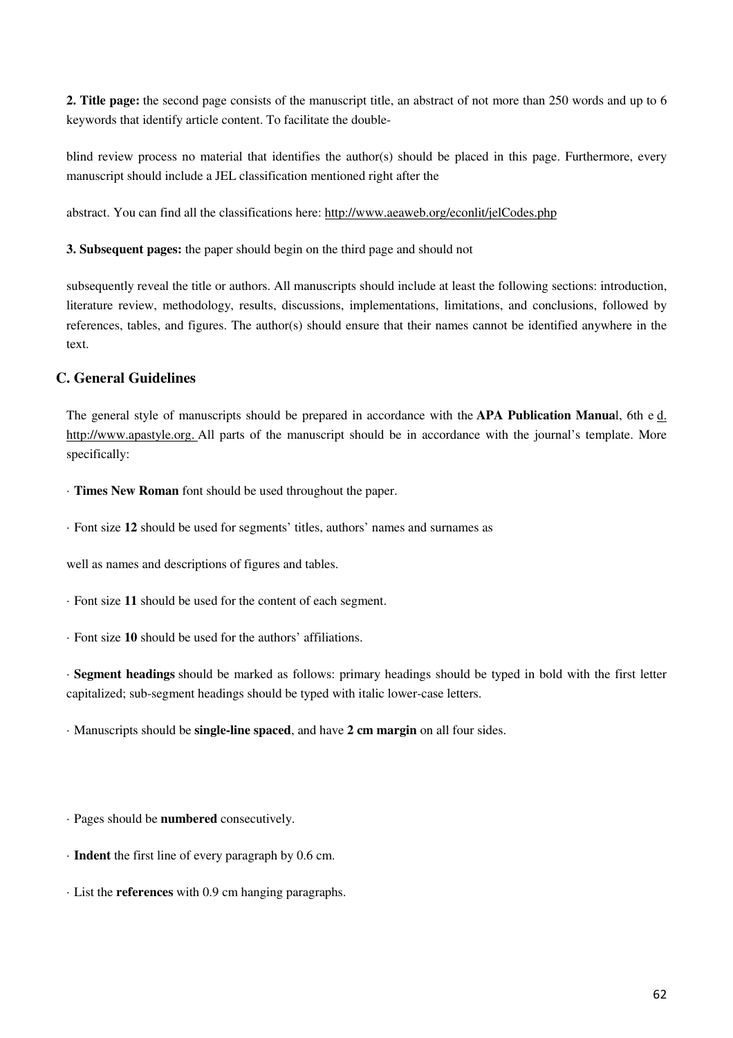**2. Title page:** the second page consists of the manuscript title, an abstract of not more than 250 words and up to 6 keywords that identify article content. To facilitate the double-

blind review process no material that identifies the author(s) should be placed in this page. Furthermore, every manuscript should include a JEL classification mentioned right after the

abstract. You can find all the classifications here: http://www.aeaweb.org/econlit/jelCodes.php

**3. Subsequent pages:** the paper should begin on the third page and should not

subsequently reveal the title or authors. All manuscripts should include at least the following sections: introduction, literature review, methodology, results, discussions, implementations, limitations, and conclusions, followed by references, tables, and figures. The author(s) should ensure that their names cannot be identified anywhere in the text.

## C. General Guidelines

The general style of manuscripts should be prepared in accordance with the **APA Publication Manua**l, 6th e d. http://www.apastyle.org. All parts of the manuscript should be in accordance with the journal's template. More specifically:

· **Times New Roman** font should be used throughout the paper.

· Font size **12** should be used for segments' titles, authors' names and surnames as

well as names and descriptions of figures and tables.

· Font size **11** should be used for the content of each segment.

· Font size **10** should be used for the authors' affiliations.

· **Segment headings** should be marked as follows: primary headings should be typed in bold with the first letter capitalized; sub-segment headings should be typed with italic lower-case letters.

· Manuscripts should be **single-line spaced**, and have **2 cm margin** on all four sides.

· Pages should be **numbered** consecutively.

· **Indent** the first line of every paragraph by 0.6 cm.

· List the **references** with 0.9 cm hanging paragraphs.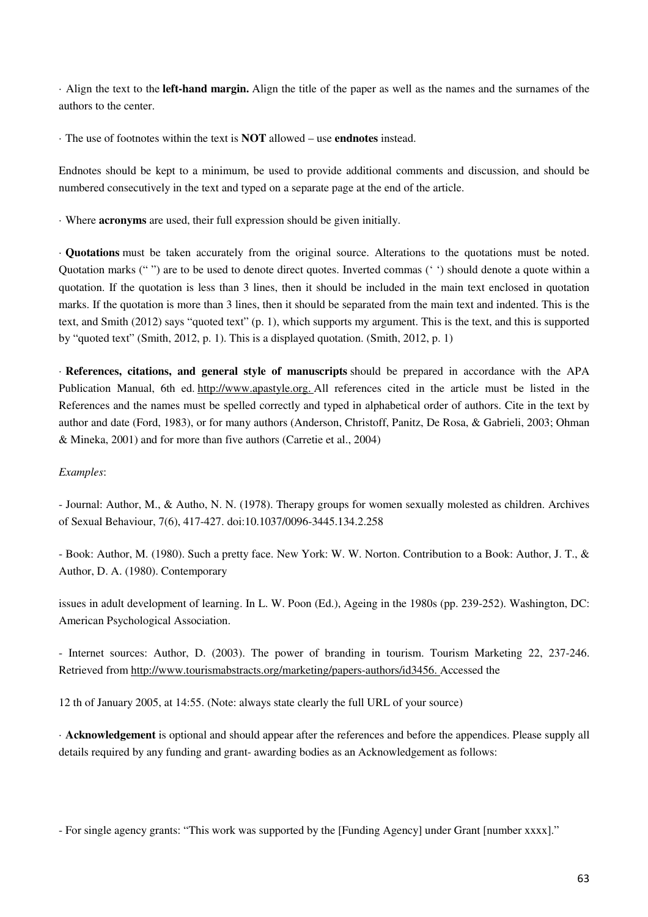· Align the text to the **left-hand margin.** Align the title of the paper as well as the names and the surnames of the authors to the center.

· The use of footnotes within the text is **NOT** allowed – use **endnotes** instead.

Endnotes should be kept to a minimum, be used to provide additional comments and discussion, and should be numbered consecutively in the text and typed on a separate page at the end of the article.

· Where **acronyms** are used, their full expression should be given initially.

· **Quotations** must be taken accurately from the original source. Alterations to the quotations must be noted. Quotation marks (“ ”) are to be used to denote direct quotes. Inverted commas (‘ ’) should denote a quote within a quotation. If the quotation is less than 3 lines, then it should be included in the main text enclosed in quotation marks. If the quotation is more than 3 lines, then it should be separated from the main text and indented. This is the text, and Smith (2012) says “quoted text” (p. 1), which supports my argument. This is the text, and this is supported by “quoted text” (Smith, 2012, p. 1). This is a displayed quotation. (Smith, 2012, p. 1)

· **References, citations, and general style of manuscripts** should be prepared in accordance with the APA Publication Manual, 6th ed. http://www.apastyle.org. All references cited in the article must be listed in the References and the names must be spelled correctly and typed in alphabetical order of authors. Cite in the text by author and date (Ford, 1983), or for many authors (Anderson, Christoff, Panitz, De Rosa, & Gabrieli, 2003; Ohman & Mineka, 2001) and for more than five authors (Carretie et al., 2004)

*Examples*:

- Journal: Author, M., & Autho, N. N. (1978). Therapy groups for women sexually molested as children. Archives of Sexual Behaviour, 7(6), 417-427. doi:10.1037/0096-3445.134.2.258

- Book: Author, M. (1980). Such a pretty face. New York: W. W. Norton. Contribution to a Book: Author, J. T., & Author, D. A. (1980). Contemporary

issues in adult development of learning. In L. W. Poon (Ed.), Ageing in the 1980s (pp. 239-252). Washington, DC: American Psychological Association.

- Internet sources: Author, D. (2003). The power of branding in tourism. Tourism Marketing 22, 237-246. Retrieved from http://www.tourismabstracts.org/marketing/papers-authors/id3456. Accessed the

12 th of January 2005, at 14:55. (Note: always state clearly the full URL of your source)

· **Acknowledgement** is optional and should appear after the references and before the appendices. Please supply all details required by any funding and grant- awarding bodies as an Acknowledgement as follows:

- For single agency grants: “This work was supported by the [Funding Agency] under Grant [number xxxx].”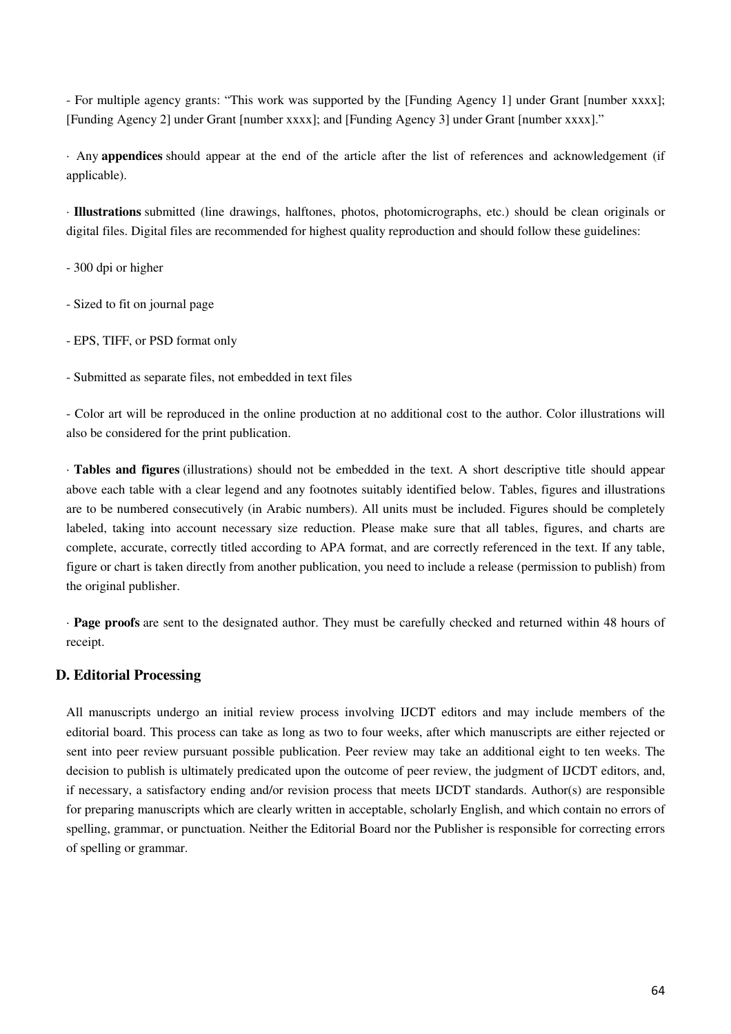- For multiple agency grants: "This work was supported by the [Funding Agency 1] under Grant [number xxxx]; [Funding Agency 2] under Grant [number xxxx]; and [Funding Agency 3] under Grant [number xxxx]."

· Any **appendices** should appear at the end of the article after the list of references and acknowledgement (if applicable).

· **Illustrations** submitted (line drawings, halftones, photos, photomicrographs, etc.) should be clean originals or digital files. Digital files are recommended for highest quality reproduction and should follow these guidelines:

- 300 dpi or higher

- Sized to fit on journal page

- EPS, TIFF, or PSD format only

- Submitted as separate files, not embedded in text files

- Color art will be reproduced in the online production at no additional cost to the author. Color illustrations will also be considered for the print publication.

· **Tables and figures** (illustrations) should not be embedded in the text. A short descriptive title should appear above each table with a clear legend and any footnotes suitably identified below. Tables, figures and illustrations are to be numbered consecutively (in Arabic numbers). All units must be included. Figures should be completely labeled, taking into account necessary size reduction. Please make sure that all tables, figures, and charts are complete, accurate, correctly titled according to APA format, and are correctly referenced in the text. If any table, figure or chart is taken directly from another publication, you need to include a release (permission to publish) from the original publisher.

· **Page proofs** are sent to the designated author. They must be carefully checked and returned within 48 hours of receipt.

### D. Editorial Processing

All manuscripts undergo an initial review process involving IJCDT editors and may include members of the editorial board. This process can take as long as two to four weeks, after which manuscripts are either rejected or sent into peer review pursuant possible publication. Peer review may take an additional eight to ten weeks. The decision to publish is ultimately predicated upon the outcome of peer review, the judgment of IJCDT editors, and, if necessary, a satisfactory ending and/or revision process that meets IJCDT standards. Author(s) are responsible for preparing manuscripts which are clearly written in acceptable, scholarly English, and which contain no errors of spelling, grammar, or punctuation. Neither the Editorial Board nor the Publisher is responsible for correcting errors of spelling or grammar.